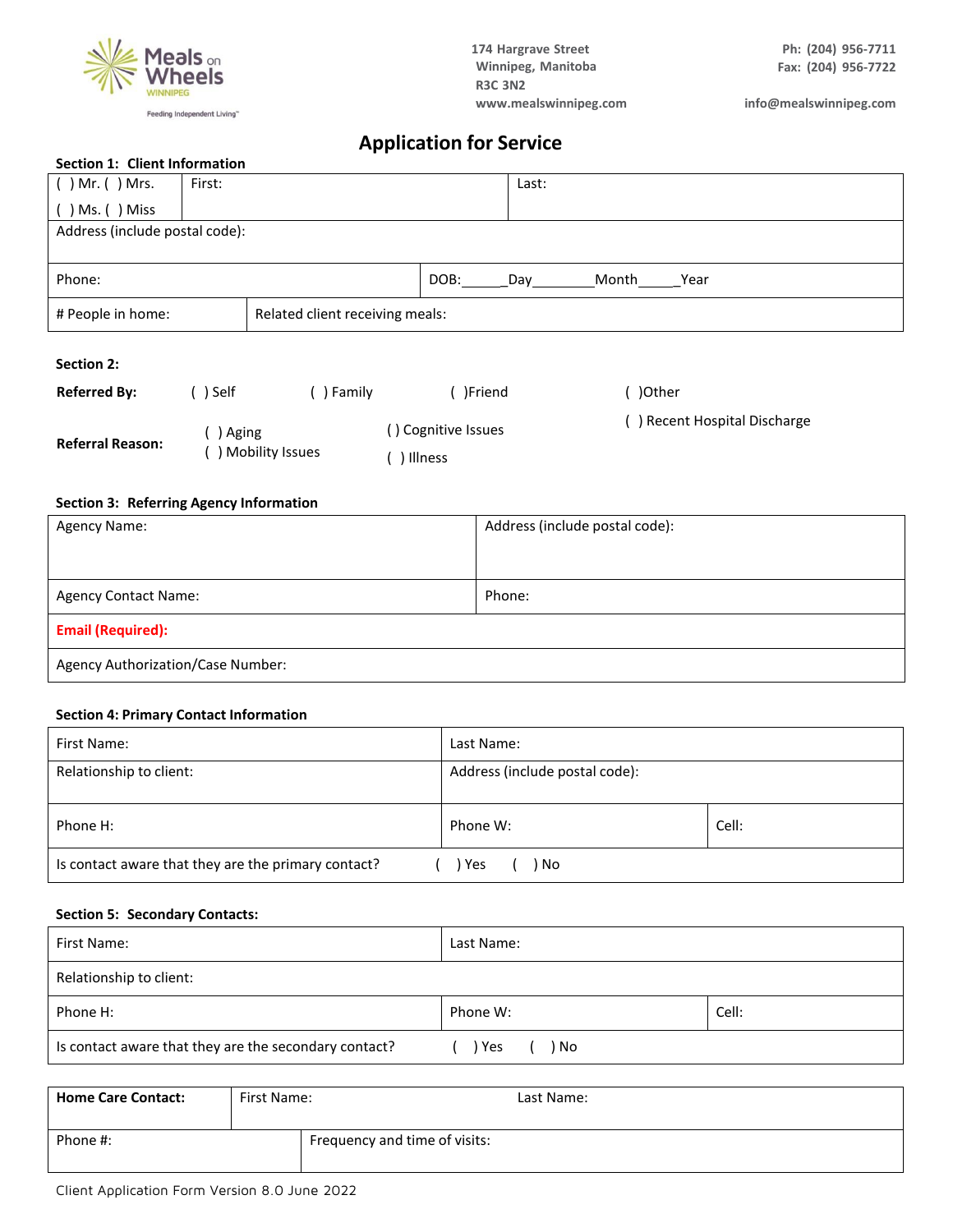Meals on Wheels WINNIPEG
Feeding Independent Living™

174 Hargrave Street
Winnipeg, Manitoba
R3C 3N2
www.mealswinnipeg.com

Ph: (204) 956-7711
Fax: (204) 956-7722
info@mealswinnipeg.com

# Application for Service

**Section 1: Client Information**

| ( ) Mr. ( ) Mrs.<br>( ) Ms. ( ) Miss | First: | Last: |
|---|---|---|
| Address (include postal code): | | |
| Phone: | DOB:\_\_\_\_\_Day\_\_\_\_\_\_\_\_Month\_\_\_\_\_Year | |
| # People in home: | Related client receiving meals: | |

**Section 2:**

**Referred By:** ( ) Self ( ) Family ( )Friend ( )Other

**Referral Reason:** ( ) Aging ( ) Mobility Issues ( ) Cognitive Issues ( ) Illness ( ) Recent Hospital Discharge

**Section 3: Referring Agency Information**

| Agency Name: | Address (include postal code): |
|---|---|
| Agency Contact Name: | Phone: |
| **Email (Required):** | |
| Agency Authorization/Case Number: | |

**Section 4: Primary Contact Information**

| First Name: | Last Name: | |
|---|---|---|
| Relationship to client: | Address (include postal code): | |
| Phone H: | Phone W: | Cell: |
| Is contact aware that they are the primary contact? ( ) Yes ( ) No | | |

**Section 5: Secondary Contacts:**

| First Name: | Last Name: | |
|---|---|---|
| Relationship to client: | | |
| Phone H: | Phone W: | Cell: |
| Is contact aware that they are the secondary contact? ( ) Yes ( ) No | | |

| **Home Care Contact:** | First Name: | Last Name: |
|---|---|---|
| Phone #: | Frequency and time of visits: | |

Client Application Form Version 8.0 June 2022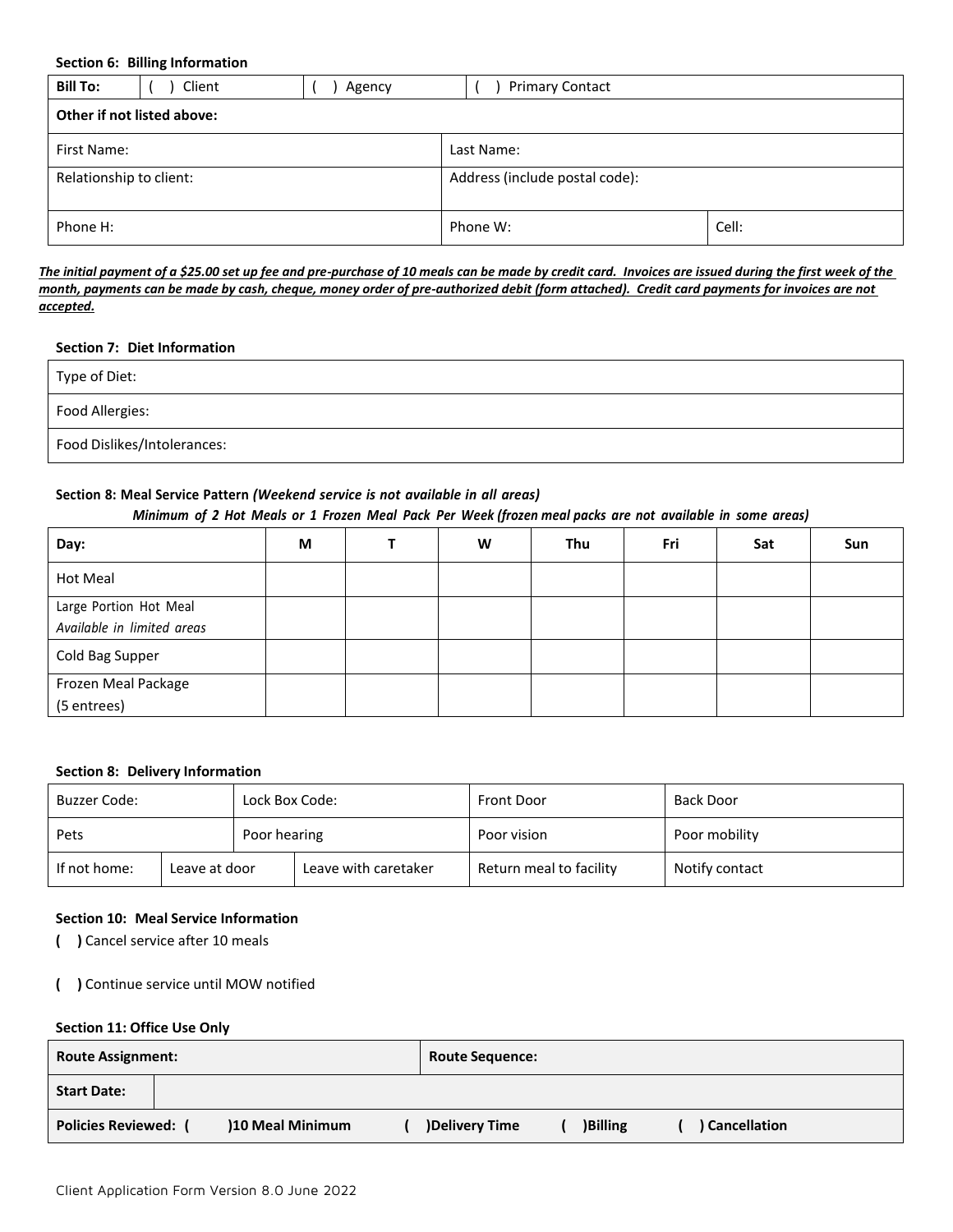**Section 6: Billing Information**

| **Bill To:** | ( ) Client | ( ) Agency | ( ) Primary Contact |
|---|---|---|---|

| **Other if not listed above:** | | |
|---|---|---|
| First Name: | Last Name: | |
| Relationship to client: | Address (include postal code): | |
| Phone H: | Phone W: | Cell: |

***The initial payment of a $25.00 set up fee and pre-purchase of 10 meals can be made by credit card. Invoices are issued during the first week of the month, payments can be made by cash, cheque, money order of pre-authorized debit (form attached). Credit card payments for invoices are not accepted.***

**Section 7: Diet Information**

| Type of Diet: |
|---|
| Food Allergies: |
| Food Dislikes/Intolerances: |

**Section 8: Meal Service Pattern** ***(Weekend service is not available in all areas)***

***Minimum of 2 Hot Meals or 1 Frozen Meal Pack Per Week (frozen meal packs are not available in some areas)***

| **Day:** | **M** | **T** | **W** | **Thu** | **Fri** | **Sat** | **Sun** |
|---|---|---|---|---|---|---|---|
| Hot Meal | | | | | | | |
| Large Portion Hot Meal *Available in limited areas* | | | | | | | |
| Cold Bag Supper | | | | | | | |
| Frozen Meal Package (5 entrees) | | | | | | | |

**Section 8: Delivery Information**

| Buzzer Code: | Lock Box Code: | Front Door | Back Door |
|---|---|---|---|
| Pets | Poor hearing | Poor vision | Poor mobility |

| If not home: | Leave at door | Leave with caretaker | Return meal to facility | Notify contact |
|---|---|---|---|---|

**Section 10: Meal Service Information**

**( )** Cancel service after 10 meals

**( )** Continue service until MOW notified

**Section 11: Office Use Only**

| **Route Assignment:** | **Route Sequence:** |
|---|---|
| **Start Date:** | |

**Policies Reviewed: ( )10 Meal Minimum ( )Delivery Time ( )Billing ( ) Cancellation**

Client Application Form Version 8.0 June 2022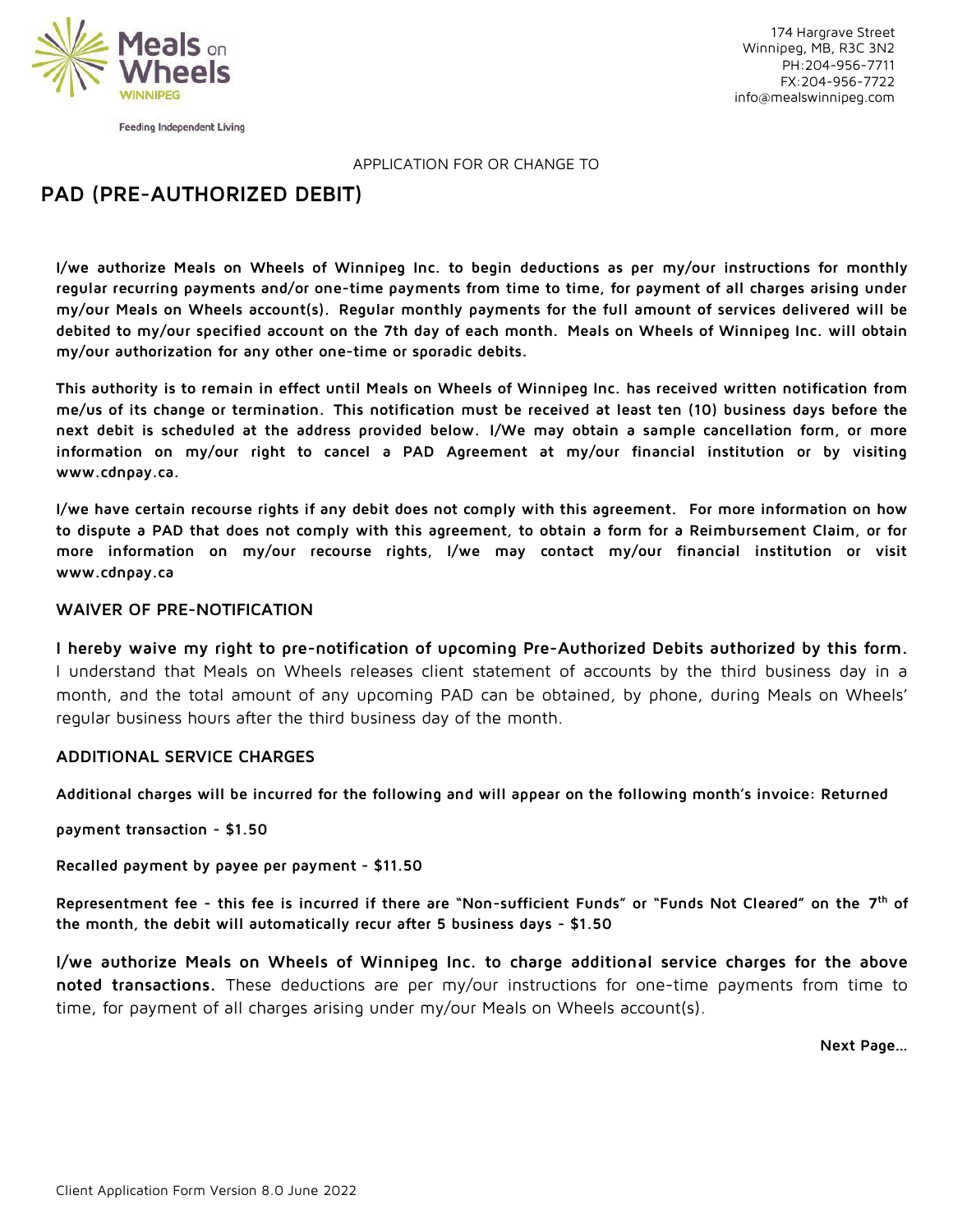Meals on Wheels WINNIPEG

Feeding Independent Living

174 Hargrave Street
Winnipeg, MB, R3C 3N2
PH:204-956-7711
FX:204-956-7722
info@mealswinnipeg.com

APPLICATION FOR OR CHANGE TO

# PAD (PRE-AUTHORIZED DEBIT)

**I/we authorize Meals on Wheels of Winnipeg Inc. to begin deductions as per my/our instructions for monthly regular recurring payments and/or one-time payments from time to time, for payment of all charges arising under my/our Meals on Wheels account(s). Regular monthly payments for the full amount of services delivered will be debited to my/our specified account on the 7th day of each month. Meals on Wheels of Winnipeg Inc. will obtain my/our authorization for any other one-time or sporadic debits.**

**This authority is to remain in effect until Meals on Wheels of Winnipeg Inc. has received written notification from me/us of its change or termination. This notification must be received at least ten (10) business days before the next debit is scheduled at the address provided below. I/We may obtain a sample cancellation form, or more information on my/our right to cancel a PAD Agreement at my/our financial institution or by visiting www.cdnpay.ca.**

**I/we have certain recourse rights if any debit does not comply with this agreement. For more information on how to dispute a PAD that does not comply with this agreement, to obtain a form for a Reimbursement Claim, or for more information on my/our recourse rights, I/we may contact my/our financial institution or visit www.cdnpay.ca**

### WAIVER OF PRE-NOTIFICATION

**I hereby waive my right to pre-notification of upcoming Pre-Authorized Debits authorized by this form.** I understand that Meals on Wheels releases client statement of accounts by the third business day in a month, and the total amount of any upcoming PAD can be obtained, by phone, during Meals on Wheels' regular business hours after the third business day of the month.

### ADDITIONAL SERVICE CHARGES

**Additional charges will be incurred for the following and will appear on the following month's invoice: Returned payment transaction - $1.50**

**Recalled payment by payee per payment - $11.50**

**Representment fee - this fee is incurred if there are "Non-sufficient Funds" or "Funds Not Cleared" on the 7th of the month, the debit will automatically recur after 5 business days - $1.50**

**I/we authorize Meals on Wheels of Winnipeg Inc. to charge additional service charges for the above noted transactions.** These deductions are per my/our instructions for one-time payments from time to time, for payment of all charges arising under my/our Meals on Wheels account(s).

**Next Page...**

Client Application Form Version 8.0 June 2022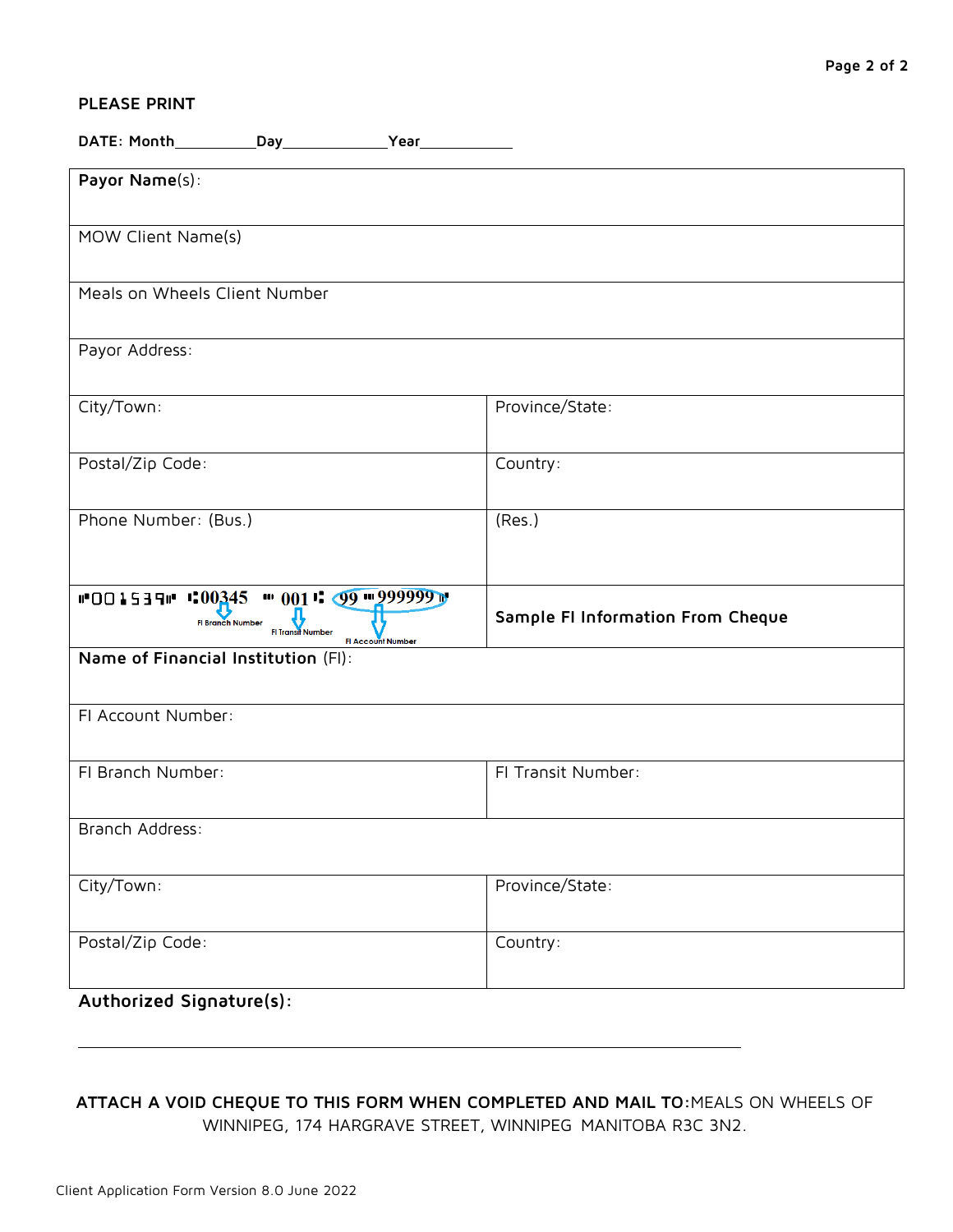**PLEASE PRINT**

**DATE: Month**__________**Day**_____________**Year**____________

| | |
|---|---|
| **Payor Name**(s): | |
| MOW Client Name(s) | |
| Meals on Wheels Client Number | |
| Payor Address: | |
| City/Town: | Province/State: |
| Postal/Zip Code: | Country: |
| Phone Number: (Bus.) | (Res.) |
| ⑈001539⑈ ⑆00345 ⑈ 001⑆ 99 ⑈999999⑈ (FI Branch Number, FI Transit Number, FI Account Number) | **Sample FI Information From Cheque** |
| **Name of Financial Institution** (FI): | |
| FI Account Number: | |
| FI Branch Number: | FI Transit Number: |
| Branch Address: | |
| City/Town: | Province/State: |
| Postal/Zip Code: | Country: |

**Authorized Signature(s):**

_____________________________________________________________________________

**ATTACH A VOID CHEQUE TO THIS FORM WHEN COMPLETED AND MAIL TO:**MEALS ON WHEELS OF WINNIPEG, 174 HARGRAVE STREET, WINNIPEG MANITOBA R3C 3N2.

Client Application Form Version 8.0 June 2022